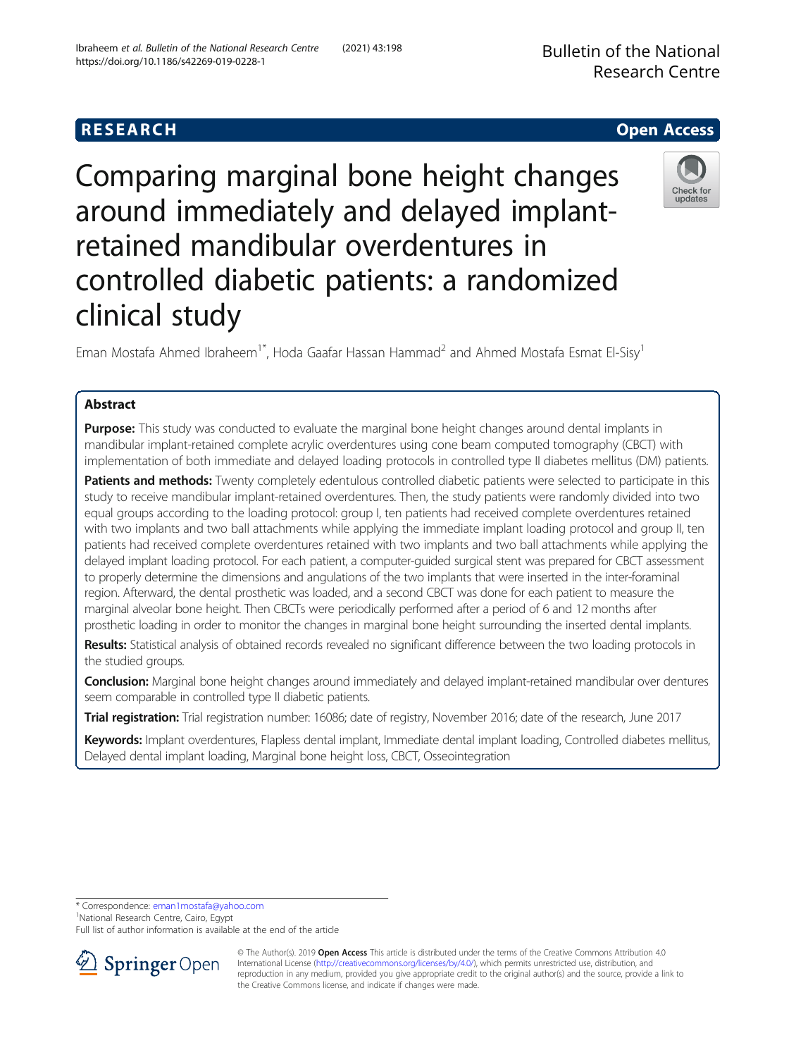RESEARCH

Open Access

# Comparing marginal bone height changes around immediately and delayed implant-retained mandibular overdentures in controlled diabetic patients: a randomized clinical study

Eman Mostafa Ahmed Ibraheem[1*], Hoda Gaafar Hassan Hammad[2] and Ahmed Mostafa Esmat El-Sisy[1]

## Abstract

**Purpose:** This study was conducted to evaluate the marginal bone height changes around dental implants in mandibular implant-retained complete acrylic overdentures using cone beam computed tomography (CBCT) with implementation of both immediate and delayed loading protocols in controlled type II diabetes mellitus (DM) patients.

**Patients and methods:** Twenty completely edentulous controlled diabetic patients were selected to participate in this study to receive mandibular implant-retained overdentures. Then, the study patients were randomly divided into two equal groups according to the loading protocol: group I, ten patients had received complete overdentures retained with two implants and two ball attachments while applying the immediate implant loading protocol and group II, ten patients had received complete overdentures retained with two implants and two ball attachments while applying the delayed implant loading protocol. For each patient, a computer-guided surgical stent was prepared for CBCT assessment to properly determine the dimensions and angulations of the two implants that were inserted in the inter-foraminal region. Afterward, the dental prosthetic was loaded, and a second CBCT was done for each patient to measure the marginal alveolar bone height. Then CBCTs were periodically performed after a period of 6 and 12 months after prosthetic loading in order to monitor the changes in marginal bone height surrounding the inserted dental implants.

**Results:** Statistical analysis of obtained records revealed no significant difference between the two loading protocols in the studied groups.

**Conclusion:** Marginal bone height changes around immediately and delayed implant-retained mandibular over dentures seem comparable in controlled type II diabetic patients.

**Trial registration:** Trial registration number: 16086; date of registry, November 2016; date of the research, June 2017

**Keywords:** Implant overdentures, Flapless dental implant, Immediate dental implant loading, Controlled diabetes mellitus, Delayed dental implant loading, Marginal bone height loss, CBCT, Osseointegration

\* Correspondence: eman1mostafa@yahoo.com
[1]National Research Centre, Cairo, Egypt
Full list of author information is available at the end of the article

© The Author(s). 2019 **Open Access** This article is distributed under the terms of the Creative Commons Attribution 4.0 International License (http://creativecommons.org/licenses/by/4.0/), which permits unrestricted use, distribution, and reproduction in any medium, provided you give appropriate credit to the original author(s) and the source, provide a link to the Creative Commons license, and indicate if changes were made.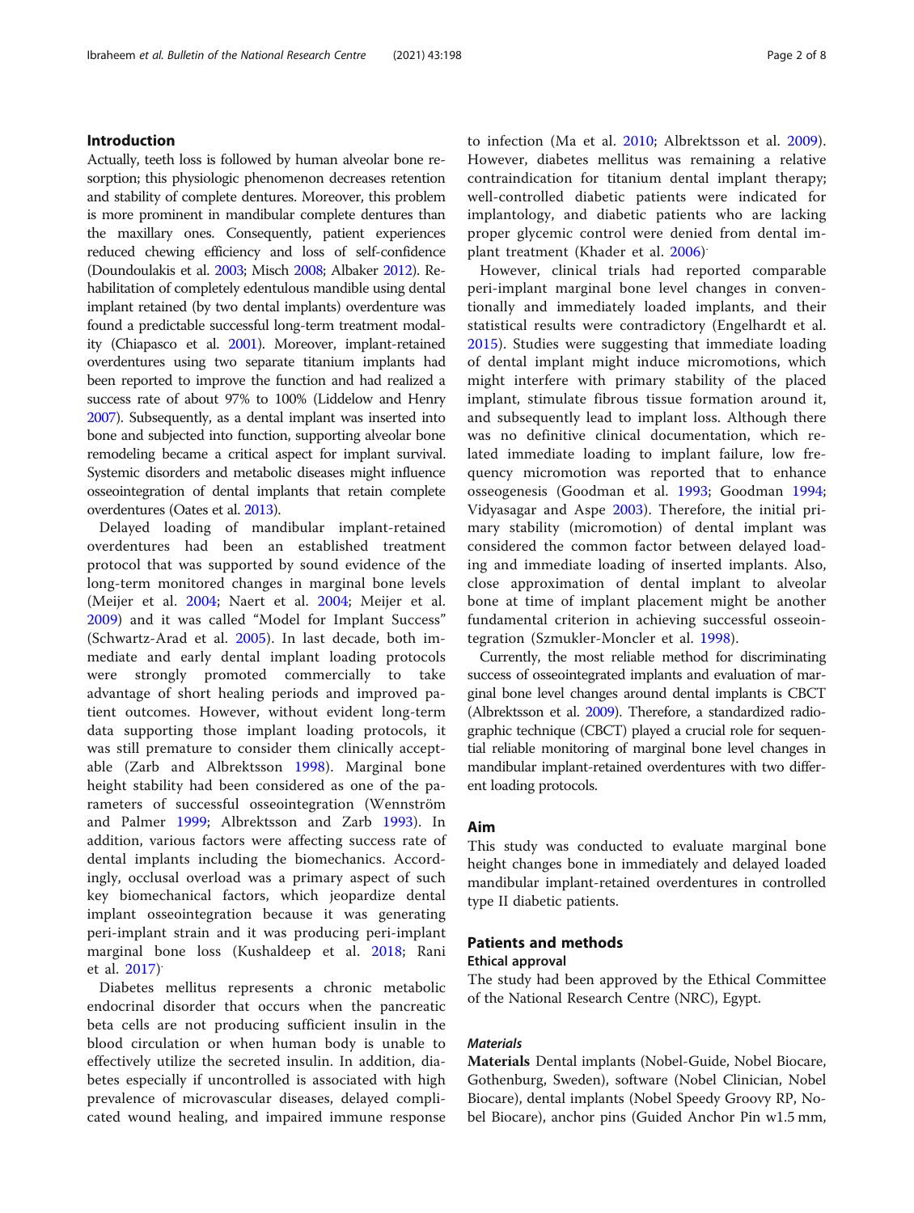## Introduction

Actually, teeth loss is followed by human alveolar bone resorption; this physiologic phenomenon decreases retention and stability of complete dentures. Moreover, this problem is more prominent in mandibular complete dentures than the maxillary ones. Consequently, patient experiences reduced chewing efficiency and loss of self-confidence (Doundoulakis et al. 2003; Misch 2008; Albaker 2012). Rehabilitation of completely edentulous mandible using dental implant retained (by two dental implants) overdenture was found a predictable successful long-term treatment modality (Chiapasco et al. 2001). Moreover, implant-retained overdentures using two separate titanium implants had been reported to improve the function and had realized a success rate of about 97% to 100% (Liddelow and Henry 2007). Subsequently, as a dental implant was inserted into bone and subjected into function, supporting alveolar bone remodeling became a critical aspect for implant survival. Systemic disorders and metabolic diseases might influence osseointegration of dental implants that retain complete overdentures (Oates et al. 2013).

Delayed loading of mandibular implant-retained overdentures had been an established treatment protocol that was supported by sound evidence of the long-term monitored changes in marginal bone levels (Meijer et al. 2004; Naert et al. 2004; Meijer et al. 2009) and it was called "Model for Implant Success" (Schwartz-Arad et al. 2005). In last decade, both immediate and early dental implant loading protocols were strongly promoted commercially to take advantage of short healing periods and improved patient outcomes. However, without evident long-term data supporting those implant loading protocols, it was still premature to consider them clinically acceptable (Zarb and Albrektsson 1998). Marginal bone height stability had been considered as one of the parameters of successful osseointegration (Wennström and Palmer 1999; Albrektsson and Zarb 1993). In addition, various factors were affecting success rate of dental implants including the biomechanics. Accordingly, occlusal overload was a primary aspect of such key biomechanical factors, which jeopardize dental implant osseointegration because it was generating peri-implant strain and it was producing peri-implant marginal bone loss (Kushaldeep et al. 2018; Rani et al. 2017).

Diabetes mellitus represents a chronic metabolic endocrinal disorder that occurs when the pancreatic beta cells are not producing sufficient insulin in the blood circulation or when human body is unable to effectively utilize the secreted insulin. In addition, diabetes especially if uncontrolled is associated with high prevalence of microvascular diseases, delayed complicated wound healing, and impaired immune response to infection (Ma et al. 2010; Albrektsson et al. 2009). However, diabetes mellitus was remaining a relative contraindication for titanium dental implant therapy; well-controlled diabetic patients were indicated for implantology, and diabetic patients who are lacking proper glycemic control were denied from dental implant treatment (Khader et al. 2006).

However, clinical trials had reported comparable peri-implant marginal bone level changes in conventionally and immediately loaded implants, and their statistical results were contradictory (Engelhardt et al. 2015). Studies were suggesting that immediate loading of dental implant might induce micromotions, which might interfere with primary stability of the placed implant, stimulate fibrous tissue formation around it, and subsequently lead to implant loss. Although there was no definitive clinical documentation, which related immediate loading to implant failure, low frequency micromotion was reported that to enhance osseogenesis (Goodman et al. 1993; Goodman 1994; Vidyasagar and Aspe 2003). Therefore, the initial primary stability (micromotion) of dental implant was considered the common factor between delayed loading and immediate loading of inserted implants. Also, close approximation of dental implant to alveolar bone at time of implant placement might be another fundamental criterion in achieving successful osseointegration (Szmukler-Moncler et al. 1998).

Currently, the most reliable method for discriminating success of osseointegrated implants and evaluation of marginal bone level changes around dental implants is CBCT (Albrektsson et al. 2009). Therefore, a standardized radiographic technique (CBCT) played a crucial role for sequential reliable monitoring of marginal bone level changes in mandibular implant-retained overdentures with two different loading protocols.

## Aim

This study was conducted to evaluate marginal bone height changes bone in immediately and delayed loaded mandibular implant-retained overdentures in controlled type II diabetic patients.

## Patients and methods

### Ethical approval

The study had been approved by the Ethical Committee of the National Research Centre (NRC), Egypt.

### *Materials*

**Materials** Dental implants (Nobel-Guide, Nobel Biocare, Gothenburg, Sweden), software (Nobel Clinician, Nobel Biocare), dental implants (Nobel Speedy Groovy RP, Nobel Biocare), anchor pins (Guided Anchor Pin w1.5 mm,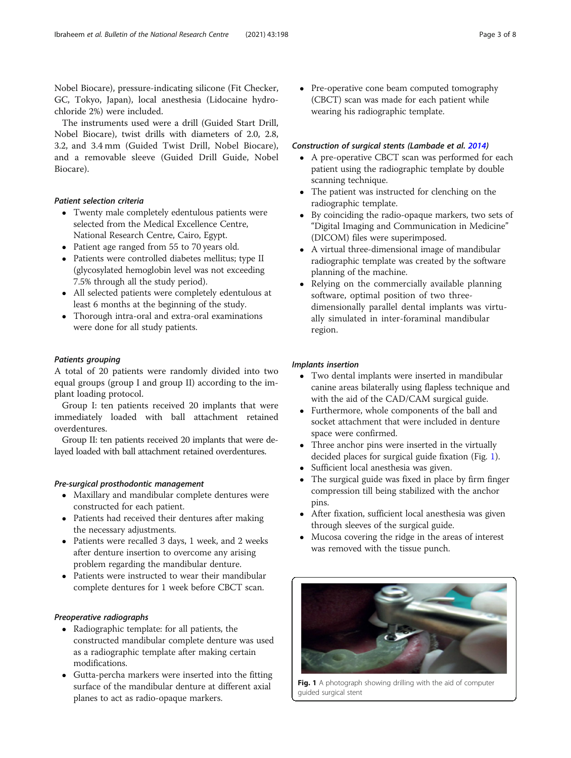Nobel Biocare), pressure-indicating silicone (Fit Checker, GC, Tokyo, Japan), local anesthesia (Lidocaine hydrochloride 2%) were included.

The instruments used were a drill (Guided Start Drill, Nobel Biocare), twist drills with diameters of 2.0, 2.8, 3.2, and 3.4 mm (Guided Twist Drill, Nobel Biocare), and a removable sleeve (Guided Drill Guide, Nobel Biocare).

### *Patient selection criteria*

- Twenty male completely edentulous patients were selected from the Medical Excellence Centre, National Research Centre, Cairo, Egypt.
- Patient age ranged from 55 to 70 years old.
- Patients were controlled diabetes mellitus; type II (glycosylated hemoglobin level was not exceeding 7.5% through all the study period).
- All selected patients were completely edentulous at least 6 months at the beginning of the study.
- Thorough intra-oral and extra-oral examinations were done for all study patients.

### *Patients grouping*

A total of 20 patients were randomly divided into two equal groups (group I and group II) according to the implant loading protocol.

Group I: ten patients received 20 implants that were immediately loaded with ball attachment retained overdentures.

Group II: ten patients received 20 implants that were delayed loaded with ball attachment retained overdentures.

### *Pre-surgical prosthodontic management*

- Maxillary and mandibular complete dentures were constructed for each patient.
- Patients had received their dentures after making the necessary adjustments.
- Patients were recalled 3 days, 1 week, and 2 weeks after denture insertion to overcome any arising problem regarding the mandibular denture.
- Patients were instructed to wear their mandibular complete dentures for 1 week before CBCT scan.

### *Preoperative radiographs*

- Radiographic template: for all patients, the constructed mandibular complete denture was used as a radiographic template after making certain modifications.
- Gutta-percha markers were inserted into the fitting surface of the mandibular denture at different axial planes to act as radio-opaque markers.
- Pre-operative cone beam computed tomography (CBCT) scan was made for each patient while wearing his radiographic template.

### *Construction of surgical stents (Lambade et al. 2014)*

- A pre-operative CBCT scan was performed for each patient using the radiographic template by double scanning technique.
- The patient was instructed for clenching on the radiographic template.
- By coinciding the radio-opaque markers, two sets of "Digital Imaging and Communication in Medicine" (DICOM) files were superimposed.
- A virtual three-dimensional image of mandibular radiographic template was created by the software planning of the machine.
- Relying on the commercially available planning software, optimal position of two three-dimensionally parallel dental implants was virtually simulated in inter-foraminal mandibular region.

### *Implants insertion*

- Two dental implants were inserted in mandibular canine areas bilaterally using flapless technique and with the aid of the CAD/CAM surgical guide.
- Furthermore, whole components of the ball and socket attachment that were included in denture space were confirmed.
- Three anchor pins were inserted in the virtually decided places for surgical guide fixation (Fig. 1).
- Sufficient local anesthesia was given.
- The surgical guide was fixed in place by firm finger compression till being stabilized with the anchor pins.
- After fixation, sufficient local anesthesia was given through sleeves of the surgical guide.
- Mucosa covering the ridge in the areas of interest was removed with the tissue punch.

**Fig. 1** A photograph showing drilling with the aid of computer guided surgical stent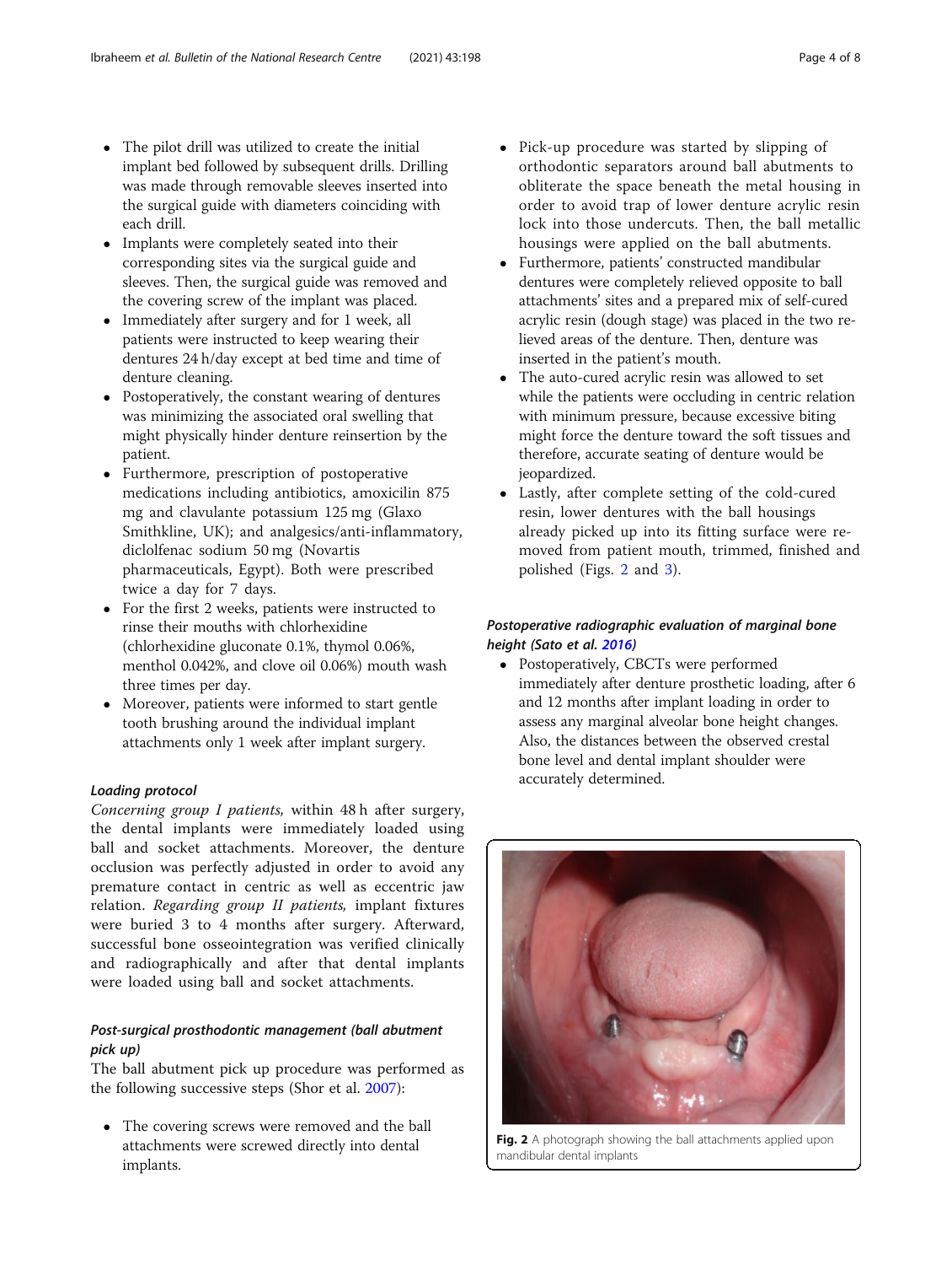- The pilot drill was utilized to create the initial implant bed followed by subsequent drills. Drilling was made through removable sleeves inserted into the surgical guide with diameters coinciding with each drill.
- Implants were completely seated into their corresponding sites via the surgical guide and sleeves. Then, the surgical guide was removed and the covering screw of the implant was placed.
- Immediately after surgery and for 1 week, all patients were instructed to keep wearing their dentures 24 h/day except at bed time and time of denture cleaning.
- Postoperatively, the constant wearing of dentures was minimizing the associated oral swelling that might physically hinder denture reinsertion by the patient.
- Furthermore, prescription of postoperative medications including antibiotics, amoxicilin 875 mg and clavulante potassium 125 mg (Glaxo Smithkline, UK); and analgesics/anti-inflammatory, diclolfenac sodium 50 mg (Novartis pharmaceuticals, Egypt). Both were prescribed twice a day for 7 days.
- For the first 2 weeks, patients were instructed to rinse their mouths with chlorhexidine (chlorhexidine gluconate 0.1%, thymol 0.06%, menthol 0.042%, and clove oil 0.06%) mouth wash three times per day.
- Moreover, patients were informed to start gentle tooth brushing around the individual implant attachments only 1 week after implant surgery.

#### Loading protocol

*Concerning group I patients,* within 48 h after surgery, the dental implants were immediately loaded using ball and socket attachments. Moreover, the denture occlusion was perfectly adjusted in order to avoid any premature contact in centric as well as eccentric jaw relation. *Regarding group II patients,* implant fixtures were buried 3 to 4 months after surgery. Afterward, successful bone osseointegration was verified clinically and radiographically and after that dental implants were loaded using ball and socket attachments.

#### Post-surgical prosthodontic management (ball abutment pick up)

The ball abutment pick up procedure was performed as the following successive steps (Shor et al. 2007):

- The covering screws were removed and the ball attachments were screwed directly into dental implants.
- Pick-up procedure was started by slipping of orthodontic separators around ball abutments to obliterate the space beneath the metal housing in order to avoid trap of lower denture acrylic resin lock into those undercuts. Then, the ball metallic housings were applied on the ball abutments.
- Furthermore, patients' constructed mandibular dentures were completely relieved opposite to ball attachments' sites and a prepared mix of self-cured acrylic resin (dough stage) was placed in the two relieved areas of the denture. Then, denture was inserted in the patient's mouth.
- The auto-cured acrylic resin was allowed to set while the patients were occluding in centric relation with minimum pressure, because excessive biting might force the denture toward the soft tissues and therefore, accurate seating of denture would be jeopardized.
- Lastly, after complete setting of the cold-cured resin, lower dentures with the ball housings already picked up into its fitting surface were removed from patient mouth, trimmed, finished and polished (Figs. 2 and 3).

#### Postoperative radiographic evaluation of marginal bone height (Sato et al. 2016)

- Postoperatively, CBCTs were performed immediately after denture prosthetic loading, after 6 and 12 months after implant loading in order to assess any marginal alveolar bone height changes. Also, the distances between the observed crestal bone level and dental implant shoulder were accurately determined.

**Fig. 2** A photograph showing the ball attachments applied upon mandibular dental implants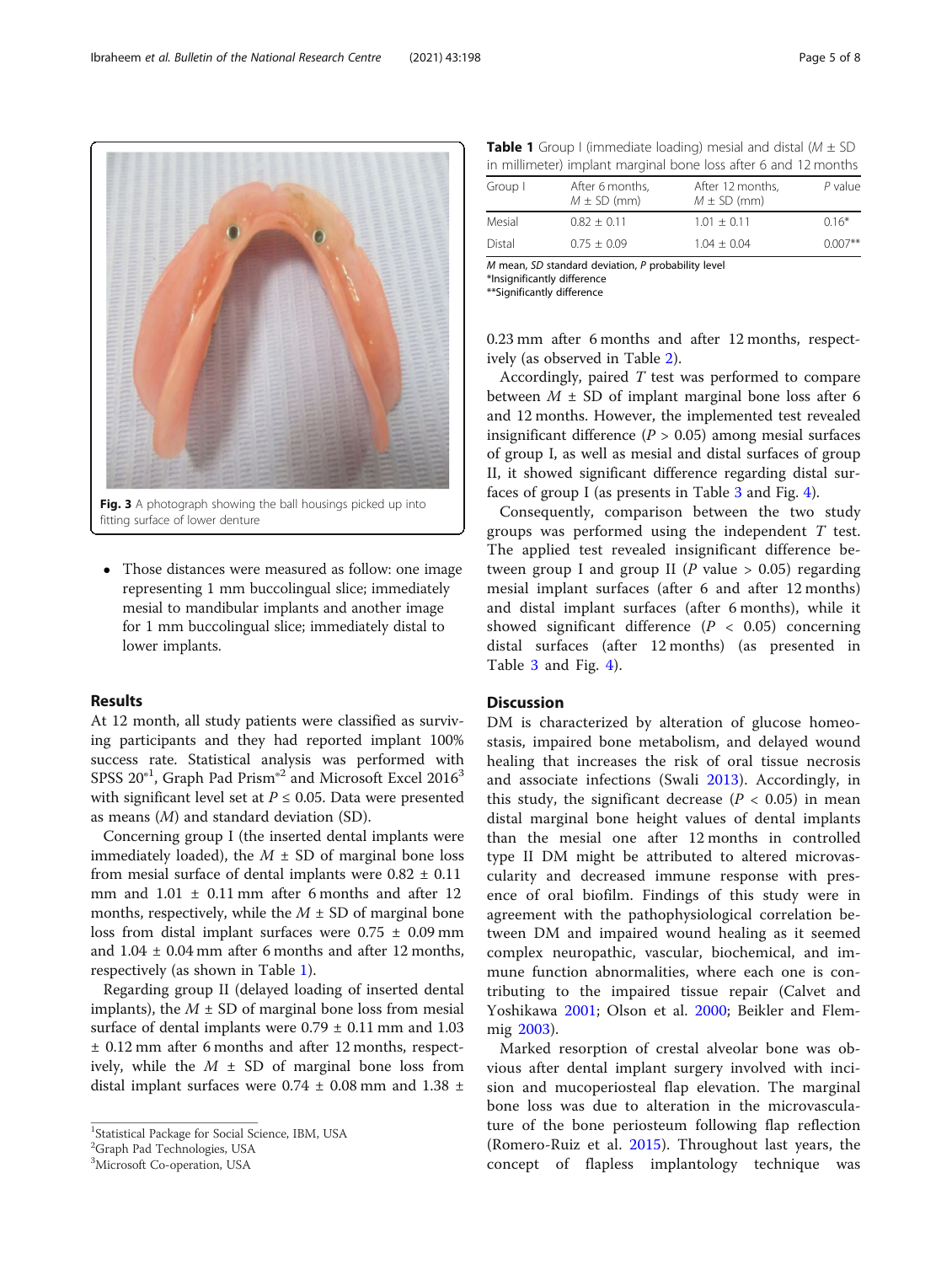Fig. 3 A photograph showing the ball housings picked up into fitting surface of lower denture

- Those distances were measured as follow: one image representing 1 mm buccolingual slice; immediately mesial to mandibular implants and another image for 1 mm buccolingual slice; immediately distal to lower implants.

## Results

At 12 month, all study patients were classified as surviving participants and they had reported implant 100% success rate. Statistical analysis was performed with SPSS 20®[1], Graph Pad Prism®[2] and Microsoft Excel 2016[3] with significant level set at $P \leq 0.05$. Data were presented as means ($M$) and standard deviation (SD).

Concerning group I (the inserted dental implants were immediately loaded), the $M \pm$ SD of marginal bone loss from mesial surface of dental implants were 0.82 ± 0.11 mm and 1.01 ± 0.11 mm after 6 months and after 12 months, respectively, while the $M \pm$ SD of marginal bone loss from distal implant surfaces were 0.75 ± 0.09 mm and 1.04 ± 0.04 mm after 6 months and after 12 months, respectively (as shown in Table 1).

Regarding group II (delayed loading of inserted dental implants), the $M \pm$ SD of marginal bone loss from mesial surface of dental implants were 0.79 ± 0.11 mm and 1.03 ± 0.12 mm after 6 months and after 12 months, respectively, while the $M \pm$ SD of marginal bone loss from distal implant surfaces were 0.74 ± 0.08 mm and 1.38 ± 0.23 mm after 6 months and after 12 months, respectively (as observed in Table 2).

**Table 1** Group I (immediate loading) mesial and distal ($M \pm$ SD in millimeter) implant marginal bone loss after 6 and 12 months

| Group I | After 6 months, $M \pm$ SD (mm) | After 12 months, $M \pm$ SD (mm) | P value |
|---|---|---|---|
| Mesial | 0.82 ± 0.11 | 1.01 ± 0.11 | 0.16* |
| Distal | 0.75 ± 0.09 | 1.04 ± 0.04 | 0.007** |

*M* mean, *SD* standard deviation, *P* probability level
*Insignificantly difference
**Significantly difference

Accordingly, paired $T$ test was performed to compare between $M \pm$ SD of implant marginal bone loss after 6 and 12 months. However, the implemented test revealed insignificant difference ($P > 0.05$) among mesial surfaces of group I, as well as mesial and distal surfaces of group II, it showed significant difference regarding distal surfaces of group I (as presents in Table 3 and Fig. 4).

Consequently, comparison between the two study groups was performed using the independent $T$ test. The applied test revealed insignificant difference between group I and group II ($P$ value > 0.05) regarding mesial implant surfaces (after 6 and after 12 months) and distal implant surfaces (after 6 months), while it showed significant difference ($P < 0.05$) concerning distal surfaces (after 12 months) (as presented in Table 3 and Fig. 4).

## Discussion

DM is characterized by alteration of glucose homeostasis, impaired bone metabolism, and delayed wound healing that increases the risk of oral tissue necrosis and associate infections (Swali 2013). Accordingly, in this study, the significant decrease ($P < 0.05$) in mean distal marginal bone height values of dental implants than the mesial one after 12 months in controlled type II DM might be attributed to altered microvascularity and decreased immune response with presence of oral biofilm. Findings of this study were in agreement with the pathophysiological correlation between DM and impaired wound healing as it seemed complex neuropathic, vascular, biochemical, and immune function abnormalities, where each one is contributing to the impaired tissue repair (Calvet and Yoshikawa 2001; Olson et al. 2000; Beikler and Flemmig 2003).

Marked resorption of crestal alveolar bone was obvious after dental implant surgery involved with incision and mucoperiosteal flap elevation. The marginal bone loss was due to alteration in the microvasculature of the bone periosteum following flap reflection (Romero-Ruiz et al. 2015). Throughout last years, the concept of flapless implantology technique was

[1]Statistical Package for Social Science, IBM, USA
[2]Graph Pad Technologies, USA
[3]Microsoft Co-operation, USA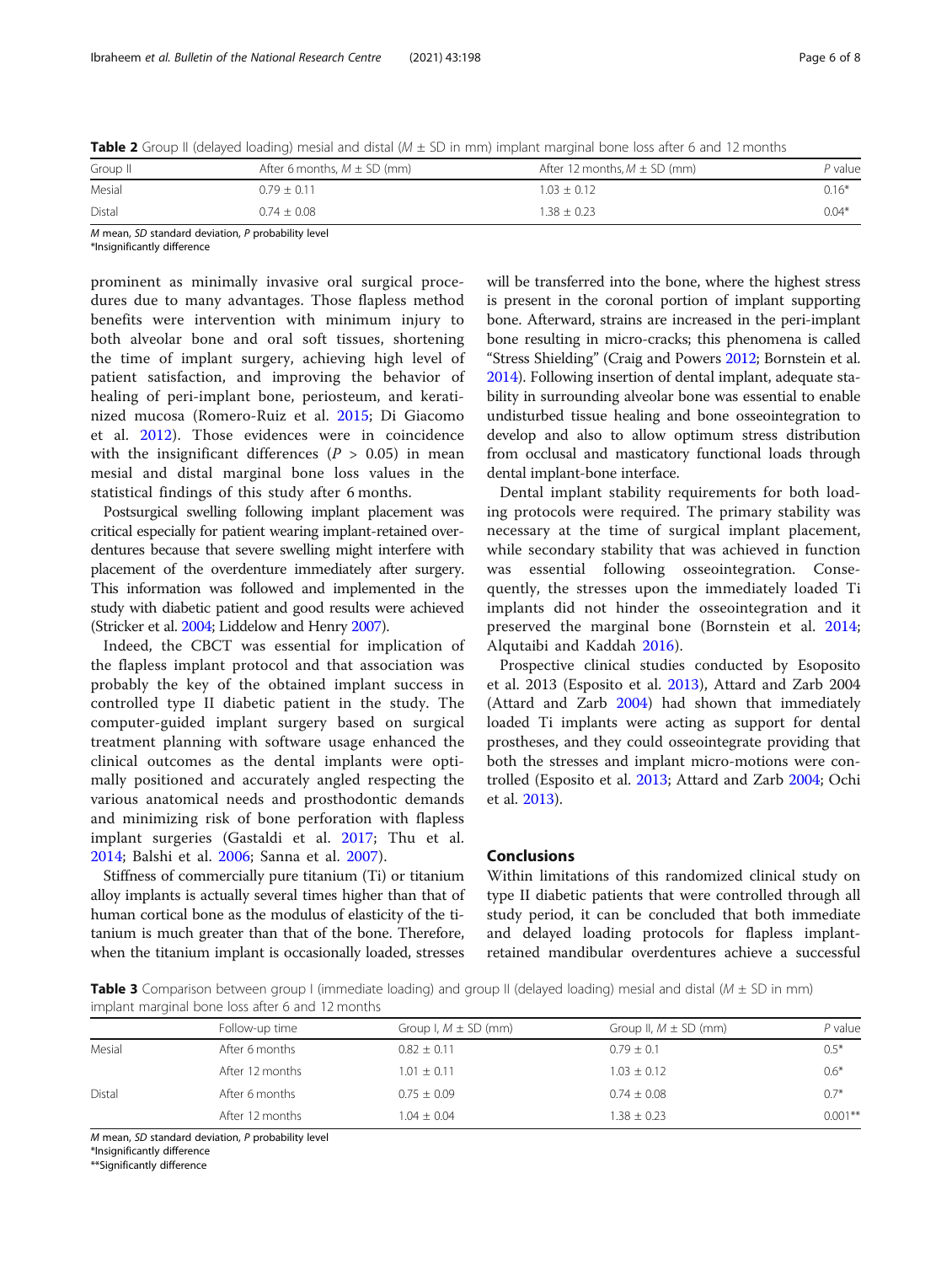**Table 2** Group II (delayed loading) mesial and distal ($M \pm SD$ in mm) implant marginal bone loss after 6 and 12 months

| Group II | After 6 months, $M \pm SD$ (mm) | After 12 months, $M \pm SD$ (mm) | P value |
|---|---|---|---|
| Mesial | 0.79 ± 0.11 | 1.03 ± 0.12 | 0.16* |
| Distal | 0.74 ± 0.08 | 1.38 ± 0.23 | 0.04* |

*M* mean, *SD* standard deviation, *P* probability level
*Insignificantly difference

prominent as minimally invasive oral surgical procedures due to many advantages. Those flapless method benefits were intervention with minimum injury to both alveolar bone and oral soft tissues, shortening the time of implant surgery, achieving high level of patient satisfaction, and improving the behavior of healing of peri-implant bone, periosteum, and keratinized mucosa (Romero-Ruiz et al. 2015; Di Giacomo et al. 2012). Those evidences were in coincidence with the insignificant differences ($P > 0.05$) in mean mesial and distal marginal bone loss values in the statistical findings of this study after 6 months.

Postsurgical swelling following implant placement was critical especially for patient wearing implant-retained overdentures because that severe swelling might interfere with placement of the overdenture immediately after surgery. This information was followed and implemented in the study with diabetic patient and good results were achieved (Stricker et al. 2004; Liddelow and Henry 2007).

Indeed, the CBCT was essential for implication of the flapless implant protocol and that association was probably the key of the obtained implant success in controlled type II diabetic patient in the study. The computer-guided implant surgery based on surgical treatment planning with software usage enhanced the clinical outcomes as the dental implants were optimally positioned and accurately angled respecting the various anatomical needs and prosthodontic demands and minimizing risk of bone perforation with flapless implant surgeries (Gastaldi et al. 2017; Thu et al. 2014; Balshi et al. 2006; Sanna et al. 2007).

Stiffness of commercially pure titanium (Ti) or titanium alloy implants is actually several times higher than that of human cortical bone as the modulus of elasticity of the titanium is much greater than that of the bone. Therefore, when the titanium implant is occasionally loaded, stresses will be transferred into the bone, where the highest stress is present in the coronal portion of implant supporting bone. Afterward, strains are increased in the peri-implant bone resulting in micro-cracks; this phenomena is called "Stress Shielding" (Craig and Powers 2012; Bornstein et al. 2014). Following insertion of dental implant, adequate stability in surrounding alveolar bone was essential to enable undisturbed tissue healing and bone osseointegration to develop and also to allow optimum stress distribution from occlusal and masticatory functional loads through dental implant-bone interface.

Dental implant stability requirements for both loading protocols were required. The primary stability was necessary at the time of surgical implant placement, while secondary stability that was achieved in function was essential following osseointegration. Consequently, the stresses upon the immediately loaded Ti implants did not hinder the osseointegration and it preserved the marginal bone (Bornstein et al. 2014; Alqutaibi and Kaddah 2016).

Prospective clinical studies conducted by Esopposito et al. 2013 (Esposito et al. 2013), Attard and Zarb 2004 (Attard and Zarb 2004) had shown that immediately loaded Ti implants were acting as support for dental prostheses, and they could osseointegrate providing that both the stresses and implant micro-motions were controlled (Esposito et al. 2013; Attard and Zarb 2004; Ochi et al. 2013).

## Conclusions

Within limitations of this randomized clinical study on type II diabetic patients that were controlled through all study period, it can be concluded that both immediate and delayed loading protocols for flapless implant-retained mandibular overdentures achieve a successful

**Table 3** Comparison between group I (immediate loading) and group II (delayed loading) mesial and distal ($M \pm SD$ in mm) implant marginal bone loss after 6 and 12 months

| | Follow-up time | Group I, $M \pm SD$ (mm) | Group II, $M \pm SD$ (mm) | P value |
|---|---|---|---|---|
| Mesial | After 6 months | 0.82 ± 0.11 | 0.79 ± 0.1 | 0.5* |
| | After 12 months | 1.01 ± 0.11 | 1.03 ± 0.12 | 0.6* |
| Distal | After 6 months | 0.75 ± 0.09 | 0.74 ± 0.08 | 0.7* |
| | After 12 months | 1.04 ± 0.04 | 1.38 ± 0.23 | 0.001** |

*M* mean, *SD* standard deviation, *P* probability level
*Insignificantly difference
**Significantly difference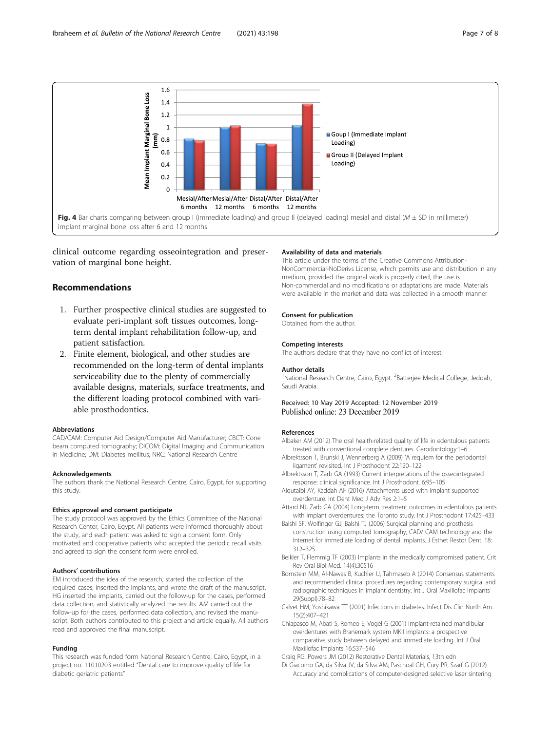Fig. 4 Bar charts comparing between group I (immediate loading) and group II (delayed loading) mesial and distal ($M \pm SD$ in millimeter) implant marginal bone loss after 6 and 12 months

clinical outcome regarding osseointegration and preservation of marginal bone height.

## Recommendations

1. Further prospective clinical studies are suggested to evaluate peri-implant soft tissues outcomes, long-term dental implant rehabilitation follow-up, and patient satisfaction.
2. Finite element, biological, and other studies are recommended on the long-term of dental implants serviceability due to the plenty of commercially available designs, materials, surface treatments, and the different loading protocol combined with variable prosthodontics.

#### Abbreviations

CAD/CAM: Computer Aid Design/Computer Aid Manufacturer; CBCT: Cone beam computed tomography; DICOM: Digital Imaging and Communication in Medicine; DM: Diabetes mellitus; NRC: National Research Centre

#### Acknowledgements

The authors thank the National Research Centre, Cairo, Egypt, for supporting this study.

#### Ethics approval and consent participate

The study protocol was approved by the Ethics Committee of the National Research Center, Cairo, Egypt. All patients were informed thoroughly about the study, and each patient was asked to sign a consent form. Only motivated and cooperative patients who accepted the periodic recall visits and agreed to sign the consent form were enrolled.

#### Authors' contributions

EM introduced the idea of the research, started the collection of the required cases, inserted the implants, and wrote the draft of the manuscript. HG inserted the implants, carried out the follow-up for the cases, performed data collection, and statistically analyzed the results. AM carried out the follow-up for the cases, performed data collection, and revised the manuscript. Both authors contributed to this project and article equally. All authors read and approved the final manuscript.

#### Funding

This research was funded form National Research Centre, Cairo, Egypt, in a project no. 11010203 entitled "Dental care to improve quality of life for diabetic geriatric patients"

#### Availability of data and materials

This article under the terms of the Creative Commons Attribution-NonCommercial-NoDerivs License, which permits use and distribution in any medium, provided the original work is properly cited, the use is Non-commercial and no modifications or adaptations are made. Materials were available in the market and data was collected in a smooth manner

#### Consent for publication

Obtained from the author.

#### Competing interests

The authors declare that they have no conflict of interest.

#### Author details

[1]National Research Centre, Cairo, Egypt. [2]Batterjee Medical College, Jeddah, Saudi Arabia.

Received: 10 May 2019 Accepted: 12 November 2019
Published online: 23 December 2019

#### References

Albaker AM (2012) The oral health-related quality of life in edentulous patients treated with conventional complete dentures. Gerodontology:1–6

Albrektsson T, Brunski J, Wennerberg A (2009) 'A requiem for the periodontal ligament' revisited. Int J Prosthodont 22:120–122

Albrektsson T, Zarb GA (1993) Current interpretations of the osseointegrated response: clinical significance. Int J Prosthodont. 6:95–105

Alqutaibi AY, Kaddah AF (2016) Attachments used with implant supported overdenture. Int Dent Med J Adv Res 2:1–5

Attard NJ, Zarb GA (2004) Long-term treatment outcomes in edentulous patients with implant overdentures: the Toronto study. Int J Prosthodont 17:425–433

Balshi SF, Wolfinger GJ, Balshi TJ (2006) Surgical planning and prosthesis construction using computed tomography, CAD/ CAM technology and the Internet for immediate loading of dental implants. J Esthet Restor Dent. 18: 312–325

Beikler T, Flemmig TF (2003) Implants in the medically compromised patient. Crit Rev Oral Biol Med. 14(4):30516

Bornstein MM, Al-Nawas B, Kuchler U, Tahmaseb A (2014) Consensus statements and recommended clinical procedures regarding contemporary surgical and radiographic techniques in implant dentistry. Int J Oral Maxillofac Implants 29(Suppl):78–82

Calvet HM, Yoshikawa TT (2001) Infections in diabetes. Infect Dis Clin North Am. 15(2):407–421

Chiapasco M, Abati S, Romeo E, Vogel G (2001) Implant-retained mandibular overdentures with Branemark system MKII implants: a prospective comparative study between delayed and immediate loading. Int J Oral Maxillofac Implants 16:537–546

Craig RG, Powers JM (2012) Restorative Dental Materials, 13th edn

Di Giacomo GA, da Silva JV, da Silva AM, Paschoal GH, Cury PR, Szarf G (2012) Accuracy and complications of computer-designed selective laser sintering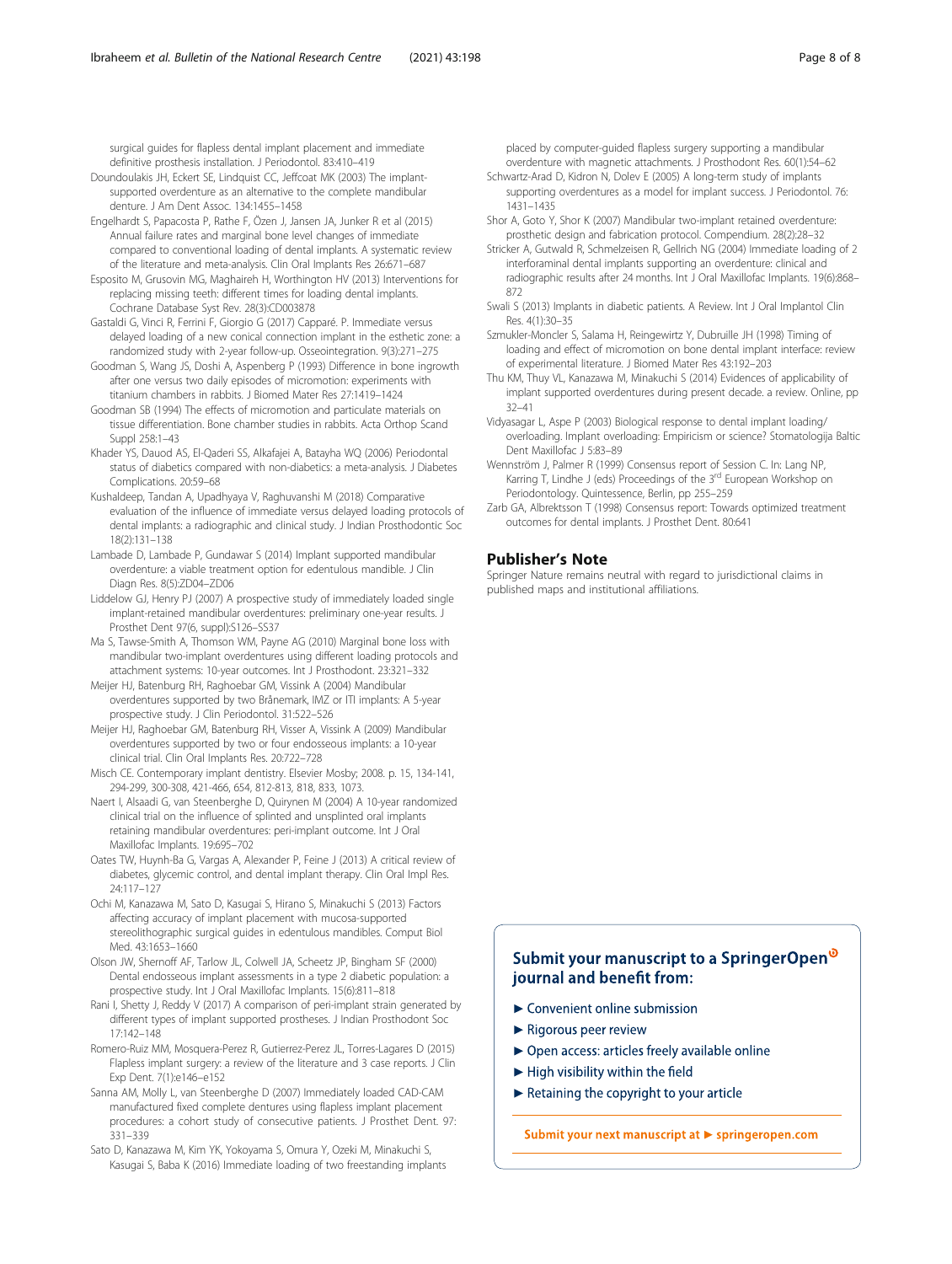surgical guides for flapless dental implant placement and immediate definitive prosthesis installation. J Periodontol. 83:410–419

Doundoulakis JH, Eckert SE, Lindquist CC, Jeffcoat MK (2003) The implant-supported overdenture as an alternative to the complete mandibular denture. J Am Dent Assoc. 134:1455–1458

Engelhardt S, Papacosta P, Rathe F, Özen J, Jansen JA, Junker R et al (2015) Annual failure rates and marginal bone level changes of immediate compared to conventional loading of dental implants. A systematic review of the literature and meta-analysis. Clin Oral Implants Res 26:671–687

Esposito M, Grusovin MG, Maghaireh H, Worthington HV (2013) Interventions for replacing missing teeth: different times for loading dental implants. Cochrane Database Syst Rev. 28(3):CD003878

Gastaldi G, Vinci R, Ferrini F, Giorgio G (2017) Capparé. P. Immediate versus delayed loading of a new conical connection implant in the esthetic zone: a randomized study with 2-year follow-up. Osseointegration. 9(3):271–275

Goodman S, Wang JS, Doshi A, Aspenberg P (1993) Difference in bone ingrowth after one versus two daily episodes of micromotion: experiments with titanium chambers in rabbits. J Biomed Mater Res 27:1419–1424

Goodman SB (1994) The effects of micromotion and particulate materials on tissue differentiation. Bone chamber studies in rabbits. Acta Orthop Scand Suppl 258:1–43

Khader YS, Dauod AS, El-Qaderi SS, Alkafajei A, Batayha WQ (2006) Periodontal status of diabetics compared with non-diabetics: a meta-analysis. J Diabetes Complications. 20:59–68

Kushaldeep, Tandan A, Upadhyaya V, Raghuvanshi M (2018) Comparative evaluation of the influence of immediate versus delayed loading protocols of dental implants: a radiographic and clinical study. J Indian Prosthodontic Soc 18(2):131–138

Lambade D, Lambade P, Gundawar S (2014) Implant supported mandibular overdenture: a viable treatment option for edentulous mandible. J Clin Diagn Res. 8(5):ZD04–ZD06

Liddelow GJ, Henry PJ (2007) A prospective study of immediately loaded single implant-retained mandibular overdentures: preliminary one-year results. J Prosthet Dent 97(6, suppl):S126–SS37

Ma S, Tawse-Smith A, Thomson WM, Payne AG (2010) Marginal bone loss with mandibular two-implant overdentures using different loading protocols and attachment systems: 10-year outcomes. Int J Prosthodont. 23:321–332

Meijer HJ, Batenburg RH, Raghoebar GM, Vissink A (2004) Mandibular overdentures supported by two Brånemark, IMZ or ITI implants: A 5-year prospective study. J Clin Periodontol. 31:522–526

Meijer HJ, Raghoebar GM, Batenburg RH, Visser A, Vissink A (2009) Mandibular overdentures supported by two or four endosseous implants: a 10-year clinical trial. Clin Oral Implants Res. 20:722–728

Misch CE. Contemporary implant dentistry. Elsevier Mosby; 2008. p. 15, 134-141, 294-299, 300-308, 421-466, 654, 812-813, 818, 833, 1073.

Naert I, Alsaadi G, van Steenberghe D, Quirynen M (2004) A 10-year randomized clinical trial on the influence of splinted and unsplinted oral implants retaining mandibular overdentures: peri-implant outcome. Int J Oral Maxillofac Implants. 19:695–702

Oates TW, Huynh-Ba G, Vargas A, Alexander P, Feine J (2013) A critical review of diabetes, glycemic control, and dental implant therapy. Clin Oral Impl Res. 24:117–127

Ochi M, Kanazawa M, Sato D, Kasugai S, Hirano S, Minakuchi S (2013) Factors affecting accuracy of implant placement with mucosa-supported stereolithographic surgical guides in edentulous mandibles. Comput Biol Med. 43:1653–1660

Olson JW, Shernoff AF, Tarlow JL, Colwell JA, Scheetz JP, Bingham SF (2000) Dental endosseous implant assessments in a type 2 diabetic population: a prospective study. Int J Oral Maxillofac Implants. 15(6):811–818

Rani I, Shetty J, Reddy V (2017) A comparison of peri-implant strain generated by different types of implant supported prostheses. J Indian Prosthodont Soc 17:142–148

Romero-Ruiz MM, Mosquera-Perez R, Gutierrez-Perez JL, Torres-Lagares D (2015) Flapless implant surgery: a review of the literature and 3 case reports. J Clin Exp Dent. 7(1):e146–e152

Sanna AM, Molly L, van Steenberghe D (2007) Immediately loaded CAD-CAM manufactured fixed complete dentures using flapless implant placement procedures: a cohort study of consecutive patients. J Prosthet Dent. 97:331–339

Sato D, Kanazawa M, Kim YK, Yokoyama S, Omura Y, Ozeki M, Minakuchi S, Kasugai S, Baba K (2016) Immediate loading of two freestanding implants placed by computer-guided flapless surgery supporting a mandibular overdenture with magnetic attachments. J Prosthodont Res. 60(1):54–62

Schwartz-Arad D, Kidron N, Dolev E (2005) A long-term study of implants supporting overdentures as a model for implant success. J Periodontol. 76:1431–1435

Shor A, Goto Y, Shor K (2007) Mandibular two-implant retained overdenture: prosthetic design and fabrication protocol. Compendium. 28(2):28–32

Stricker A, Gutwald R, Schmelzeisen R, Gellrich NG (2004) Immediate loading of 2 interforaminal dental implants supporting an overdenture: clinical and radiographic results after 24 months. Int J Oral Maxillofac Implants. 19(6):868–872

Swali S (2013) Implants in diabetic patients. A Review. Int J Oral Implantol Clin Res. 4(1):30–35

Szmukler-Moncler S, Salama H, Reingewirtz Y, Dubruille JH (1998) Timing of loading and effect of micromotion on bone dental implant interface: review of experimental literature. J Biomed Mater Res 43:192–203

Thu KM, Thuy VL, Kanazawa M, Minakuchi S (2014) Evidences of applicability of implant supported overdentures during present decade. a review. Online, pp 32–41

Vidyasagar L, Aspe P (2003) Biological response to dental implant loading/overloading. Implant overloading: Empiricism or science? Stomatologija Baltic Dent Maxillofac J 5:83–89

Wennström J, Palmer R (1999) Consensus report of Session C. In: Lang NP, Karring T, Lindhe J (eds) Proceedings of the 3rd European Workshop on Periodontology. Quintessence, Berlin, pp 255–259

Zarb GA, Albrektsson T (1998) Consensus report: Towards optimized treatment outcomes for dental implants. J Prosthet Dent. 80:641

## Publisher's Note

Springer Nature remains neutral with regard to jurisdictional claims in published maps and institutional affiliations.

**Submit your manuscript to a SpringerOpen journal and benefit from:**

- Convenient online submission
- Rigorous peer review
- Open access: articles freely available online
- High visibility within the field
- Retaining the copyright to your article

Submit your next manuscript at ▶ springeropen.com